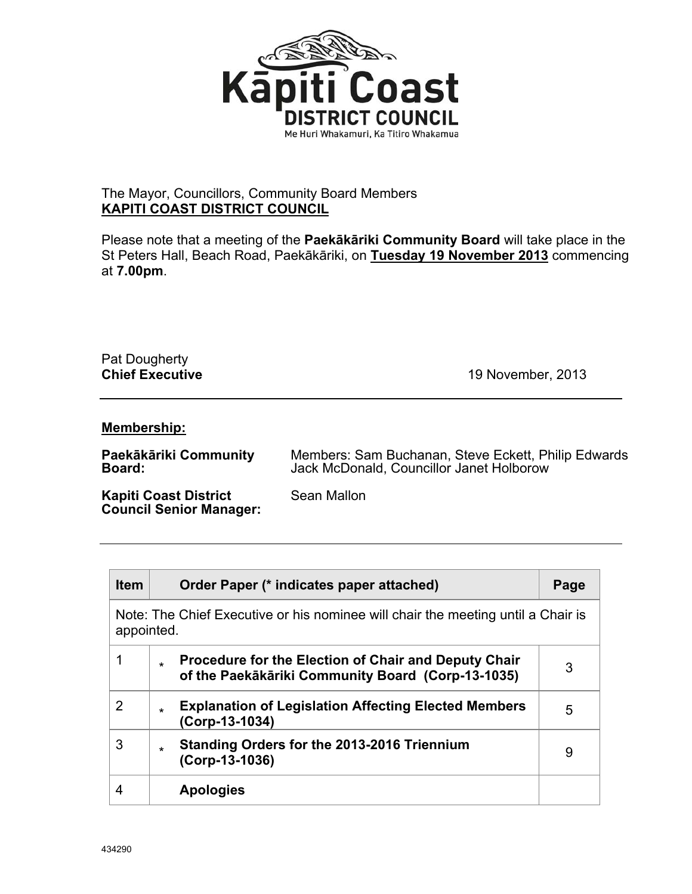Kāpiti Coast
DISTRICT COUNCIL
Me Huri Whakamuri, Ka Titiro Whakamua

The Mayor, Councillors, Community Board Members
**KAPITI COAST DISTRICT COUNCIL**

Please note that a meeting of the **Paekākāriki Community Board** will take place in the St Peters Hall, Beach Road, Paekākāriki, on **Tuesday 19 November 2013** commencing at **7.00pm**.

Pat Dougherty
**Chief Executive** 19 November, 2013

---

**Membership:**

**Paekākāriki Community Board:** Members: Sam Buchanan, Steve Eckett, Philip Edwards Jack McDonald, Councillor Janet Holborow

**Kapiti Coast District Council Senior Manager:** Sean Mallon

---

| Item | | Order Paper (* indicates paper attached) | Page |
|---|---|---|---|
| Note: The Chief Executive or his nominee will chair the meeting until a Chair is appointed. | | | |
| 1 | * | **Procedure for the Election of Chair and Deputy Chair of the Paekākāriki Community Board (Corp-13-1035)** | 3 |
| 2 | * | **Explanation of Legislation Affecting Elected Members (Corp-13-1034)** | 5 |
| 3 | * | **Standing Orders for the 2013-2016 Triennium (Corp-13-1036)** | 9 |
| 4 | | **Apologies** | |

434290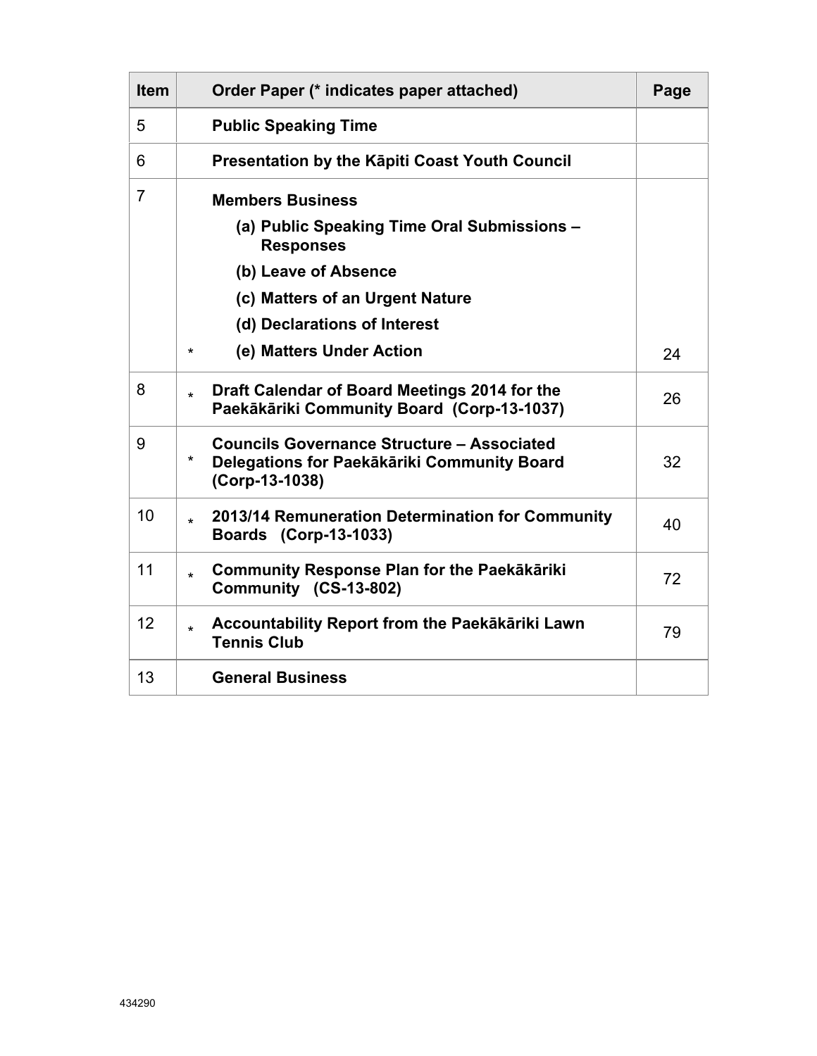| Item | | Order Paper (* indicates paper attached) | Page |
|---|---|---|---|
| 5 | | **Public Speaking Time** | |
| 6 | | **Presentation by the Kāpiti Coast Youth Council** | |
| 7 | | **Members Business**<br>(a) Public Speaking Time Oral Submissions – Responses<br>(b) Leave of Absence<br>(c) Matters of an Urgent Nature<br>(d) Declarations of Interest | |
| | * | (e) Matters Under Action | 24 |
| 8 | * | **Draft Calendar of Board Meetings 2014 for the Paekākāriki Community Board (Corp-13-1037)** | 26 |
| 9 | * | **Councils Governance Structure – Associated Delegations for Paekākāriki Community Board (Corp-13-1038)** | 32 |
| 10 | * | **2013/14 Remuneration Determination for Community Boards (Corp-13-1033)** | 40 |
| 11 | * | **Community Response Plan for the Paekākāriki Community (CS-13-802)** | 72 |
| 12 | * | **Accountability Report from the Paekākāriki Lawn Tennis Club** | 79 |
| 13 | | **General Business** | |

434290